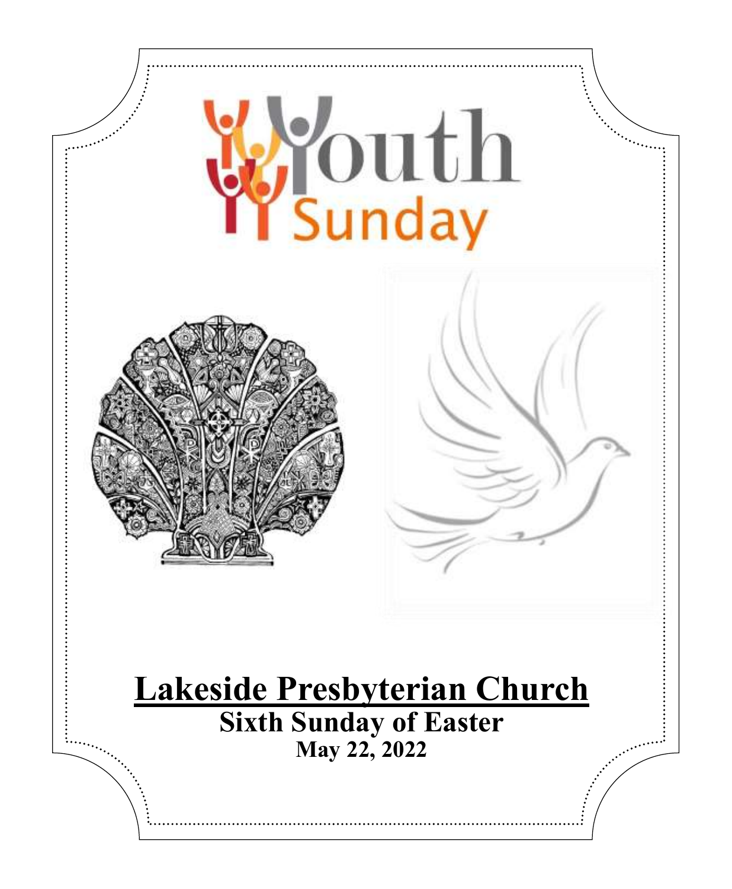# Youth Sunday

# Lakeside Presbyterian Church

## Sixth Sunday of Easter

**May 22, 2022**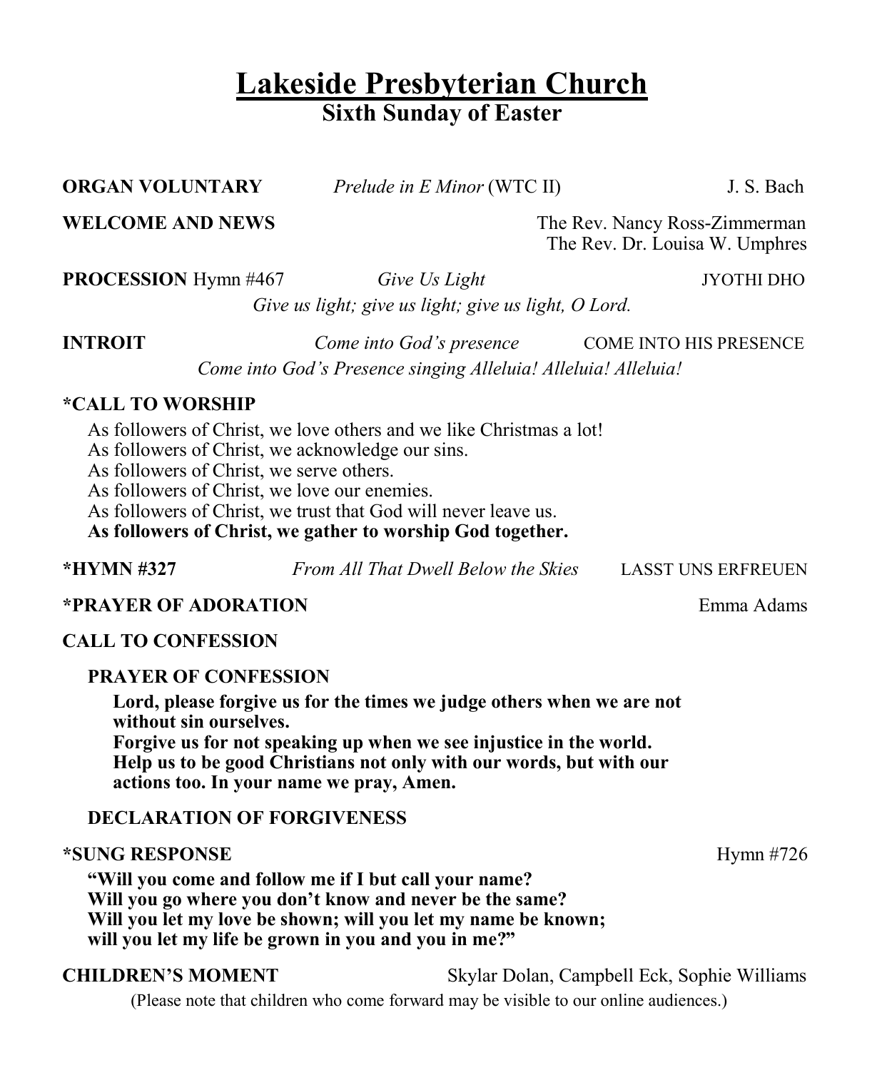# Lakeside Presbyterian Church

## Sixth Sunday of Easter

**ORGAN VOLUNTARY** *Prelude in E Minor* (WTC II) J. S. Bach

**WELCOME AND NEWS** The Rev. Nancy Ross-Zimmerman
The Rev. Dr. Louisa W. Umphres

**PROCESSION** Hymn #467 *Give Us Light* JYOTHI DHO

*Give us light; give us light; give us light, O Lord.*

**INTROIT** *Come into God's presence* COME INTO HIS PRESENCE

*Come into God's Presence singing Alleluia! Alleluia! Alleluia!*

**\*CALL TO WORSHIP**

As followers of Christ, we love others and we like Christmas a lot!
As followers of Christ, we acknowledge our sins.
As followers of Christ, we serve others.
As followers of Christ, we love our enemies.
As followers of Christ, we trust that God will never leave us.
**As followers of Christ, we gather to worship God together.**

**\*HYMN #327** *From All That Dwell Below the Skies* LASST UNS ERFREUEN

**\*PRAYER OF ADORATION** Emma Adams

**CALL TO CONFESSION**

**PRAYER OF CONFESSION**

**Lord, please forgive us for the times we judge others when we are not without sin ourselves.**
**Forgive us for not speaking up when we see injustice in the world.**
**Help us to be good Christians not only with our words, but with our actions too. In your name we pray, Amen.**

**DECLARATION OF FORGIVENESS**

**\*SUNG RESPONSE** Hymn #726

**"Will you come and follow me if I but call your name?**
**Will you go where you don't know and never be the same?**
**Will you let my love be shown; will you let my name be known;**
**will you let my life be grown in you and you in me?"**

**CHILDREN'S MOMENT** Skylar Dolan, Campbell Eck, Sophie Williams

(Please note that children who come forward may be visible to our online audiences.)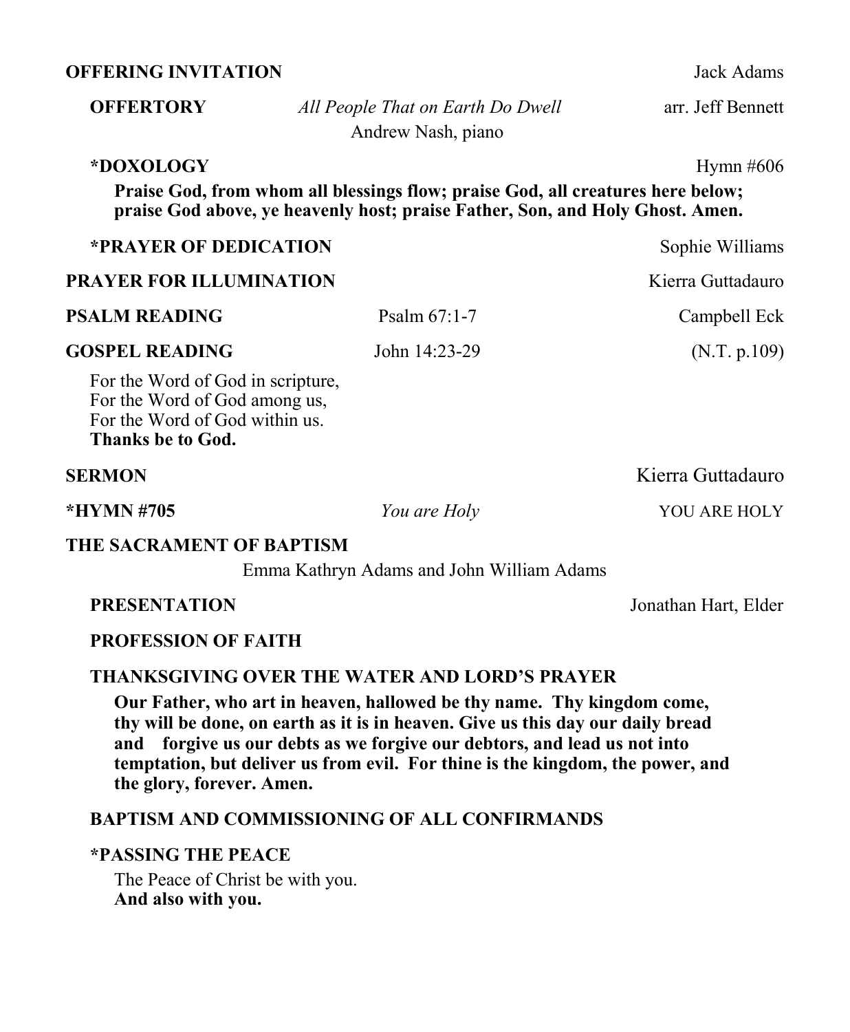**OFFERING INVITATION** Jack Adams

**OFFERTORY** *All People That on Earth Do Dwell* arr. Jeff Bennett
Andrew Nash, piano

**\*DOXOLOGY** Hymn #606

**Praise God, from whom all blessings flow; praise God, all creatures here below; praise God above, ye heavenly host; praise Father, Son, and Holy Ghost. Amen.**

**\*PRAYER OF DEDICATION** Sophie Williams

**PRAYER FOR ILLUMINATION** Kierra Guttadauro

**PSALM READING** Psalm 67:1-7 Campbell Eck

**GOSPEL READING** John 14:23-29 (N.T. p.109)

For the Word of God in scripture,
For the Word of God among us,
For the Word of God within us.
**Thanks be to God.**

**SERMON** Kierra Guttadauro

**\*HYMN #705** *You are Holy* YOU ARE HOLY

**THE SACRAMENT OF BAPTISM**

Emma Kathryn Adams and John William Adams

**PRESENTATION** Jonathan Hart, Elder

**PROFESSION OF FAITH**

**THANKSGIVING OVER THE WATER AND LORD'S PRAYER**

**Our Father, who art in heaven, hallowed be thy name. Thy kingdom come, thy will be done, on earth as it is in heaven. Give us this day our daily bread and forgive us our debts as we forgive our debtors, and lead us not into temptation, but deliver us from evil. For thine is the kingdom, the power, and the glory, forever. Amen.**

**BAPTISM AND COMMISSIONING OF ALL CONFIRMANDS**

**\*PASSING THE PEACE**

The Peace of Christ be with you.
**And also with you.**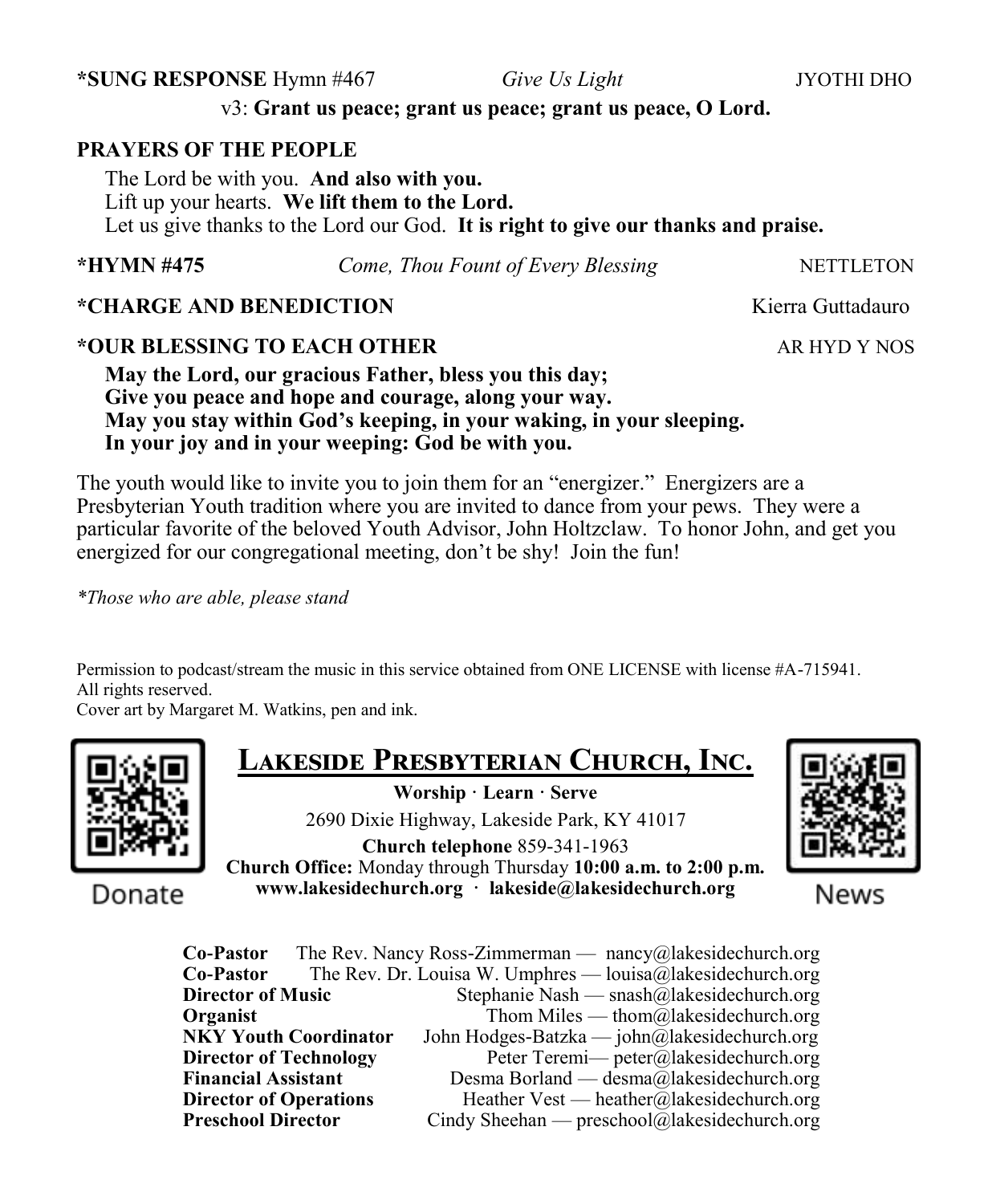**\*SUNG RESPONSE** Hymn #467 *Give Us Light* JYOTHI DHO

v3: **Grant us peace; grant us peace; grant us peace, O Lord.**

**PRAYERS OF THE PEOPLE**

The Lord be with you. **And also with you.**
Lift up your hearts. **We lift them to the Lord.**
Let us give thanks to the Lord our God. **It is right to give our thanks and praise.**

**\*HYMN #475** *Come, Thou Fount of Every Blessing* NETTLETON

**\*CHARGE AND BENEDICTION** Kierra Guttadauro

**\*OUR BLESSING TO EACH OTHER** AR HYD Y NOS

**May the Lord, our gracious Father, bless you this day;**
**Give you peace and hope and courage, along your way.**
**May you stay within God's keeping, in your waking, in your sleeping.**
**In your joy and in your weeping: God be with you.**

The youth would like to invite you to join them for an "energizer." Energizers are a Presbyterian Youth tradition where you are invited to dance from your pews. They were a particular favorite of the beloved Youth Advisor, John Holtzclaw. To honor John, and get you energized for our congregational meeting, don't be shy! Join the fun!

*\*Those who are able, please stand*

Permission to podcast/stream the music in this service obtained from ONE LICENSE with license #A-715941. All rights reserved.
Cover art by Margaret M. Watkins, pen and ink.

Donate

## Lakeside Presbyterian Church, Inc.

**Worship · Learn · Serve**

2690 Dixie Highway, Lakeside Park, KY 41017

**Church telephone** 859-341-1963

**Church Office:** Monday through Thursday **10:00 a.m. to 2:00 p.m.**

**www.lakesidechurch.org · lakeside@lakesidechurch.org**

News

| | |
|---|---|
| **Co-Pastor** | The Rev. Nancy Ross-Zimmerman — nancy@lakesidechurch.org |
| **Co-Pastor** | The Rev. Dr. Louisa W. Umphres — louisa@lakesidechurch.org |
| **Director of Music** | Stephanie Nash — snash@lakesidechurch.org |
| **Organist** | Thom Miles — thom@lakesidechurch.org |
| **NKY Youth Coordinator** | John Hodges-Batzka — john@lakesidechurch.org |
| **Director of Technology** | Peter Teremi— peter@lakesidechurch.org |
| **Financial Assistant** | Desma Borland — desma@lakesidechurch.org |
| **Director of Operations** | Heather Vest — heather@lakesidechurch.org |
| **Preschool Director** | Cindy Sheehan — preschool@lakesidechurch.org |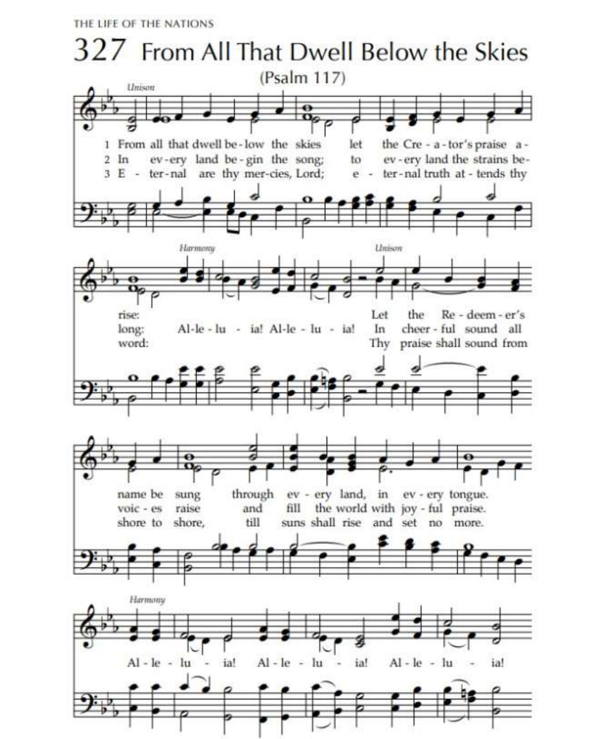# 327 From All That Dwell Below the Skies

(Psalm 117)

*Unison*

1 From all that dwell be - low the skies let the Cre - a - tor's praise a - rise:
2 In ev - ery land be - gin the song; to ev - ery land the strains be - long:
3 E - ter - nal are thy mer - cies, Lord; e - ter - nal truth at - tends thy word:

*Harmony*

Al - le - lu - ia! Al - le - lu - ia!

*Unison*

1 Let the Re - deem - er's name be sung through ev - ery land, in ev - ery tongue.
2 In cheer - ful sound all voic - es raise and fill the world with joy - ful praise.
3 Thy praise shall sound from shore to shore, till suns shall rise and set no more.

*Harmony*

Al - le - lu - ia! Al - le - lu - ia! Al - le - lu - ia!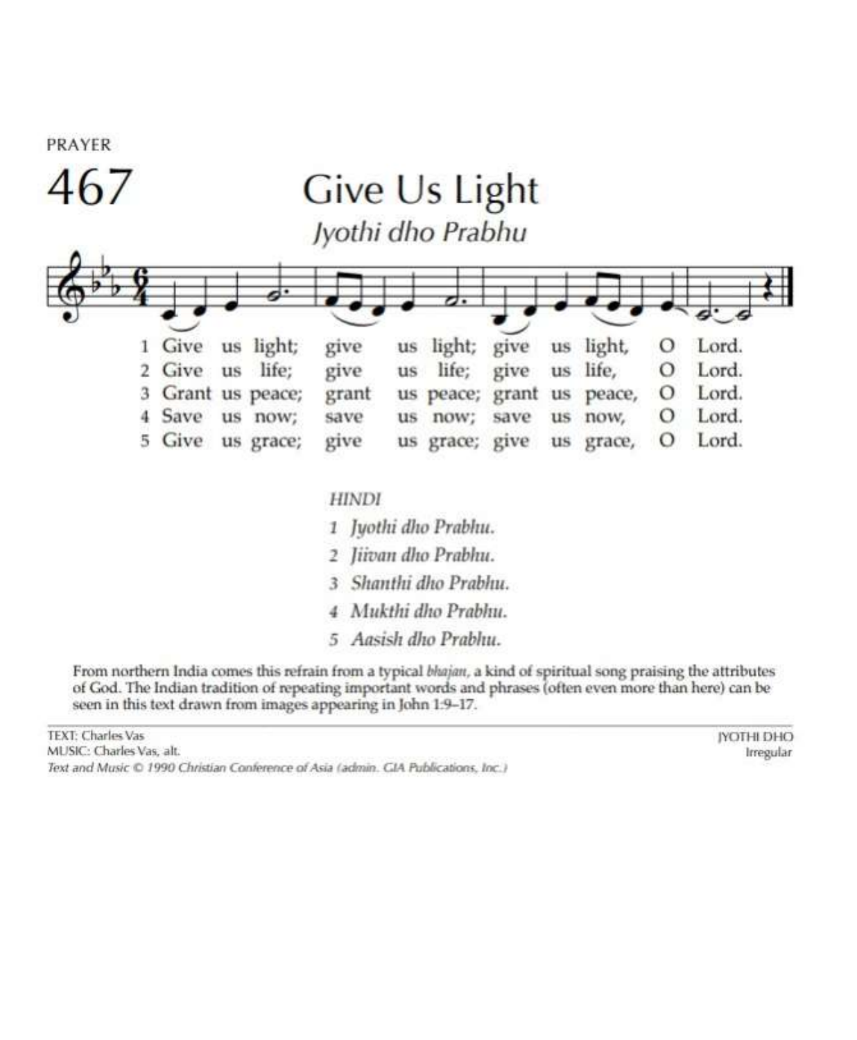PRAYER

# 467

## Give Us Light

*Jyothi dho Prabhu*

1 Give us light; give us light; give us light, O Lord.
2 Give us life; give us life; give us life, O Lord.
3 Grant us peace; grant us peace; grant us peace, O Lord.
4 Save us now; save us now; save us now, O Lord.
5 Give us grace; give us grace; give us grace, O Lord.

*HINDI*

1 *Jyothi dho Prabhu.*
2 *Jiivan dho Prabhu.*
3 *Shanthi dho Prabhu.*
4 *Mukthi dho Prabhu.*
5 *Aasish dho Prabhu.*

From northern India comes this refrain from a typical *bhajan*, a kind of spiritual song praising the attributes of God. The Indian tradition of repeating important words and phrases (often even more than here) can be seen in this text drawn from images appearing in John 1:9–17.

TEXT: Charles Vas
MUSIC: Charles Vas, alt.
*Text and Music © 1990 Christian Conference of Asia (admin. GIA Publications, Inc.)*

JYOTHI DHO
Irregular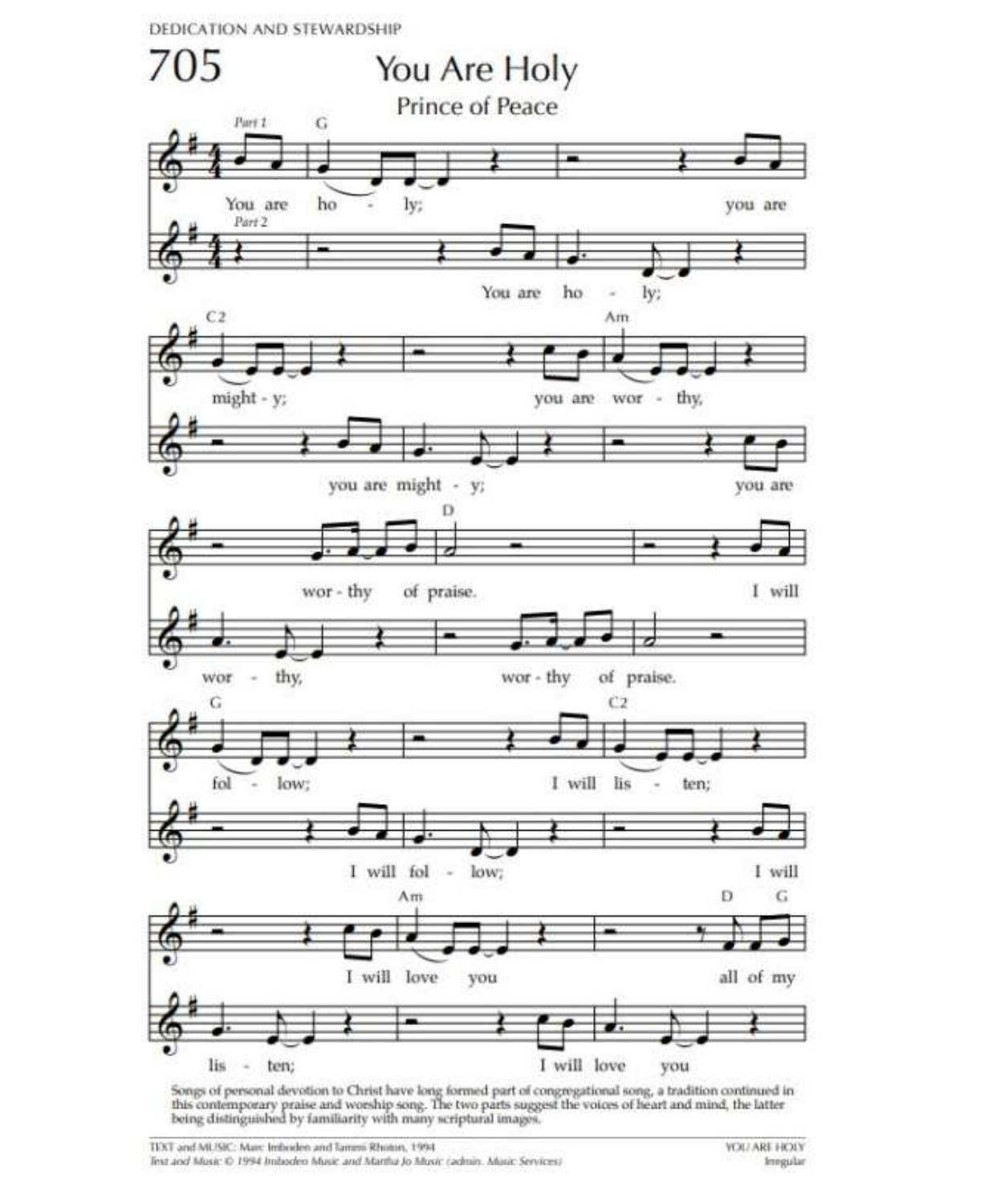DEDICATION AND STEWARDSHIP

# 705 You Are Holy

## Prince of Peace

Part 1

You are ho - ly; you are might - y; you are wor - thy, wor - thy of praise. I will fol - low; I will lis - ten; I will love you all of my

Part 2

You are ho - ly; you are might - y; you are wor - thy, wor - thy of praise. I will fol - low; I will lis - ten; I will love you

Songs of personal devotion to Christ have long formed part of congregational song, a tradition continued in this contemporary praise and worship song. The two parts suggest the voices of heart and mind, the latter being distinguished by familiarity with many scriptural images.

TEXT and MUSIC: Marc Imboden and Tammi Rhoton, 1994
*Text and Music © 1994 Imboden Music and Martha Jo Music (admin. Music Services)*

YOU ARE HOLY
Irregular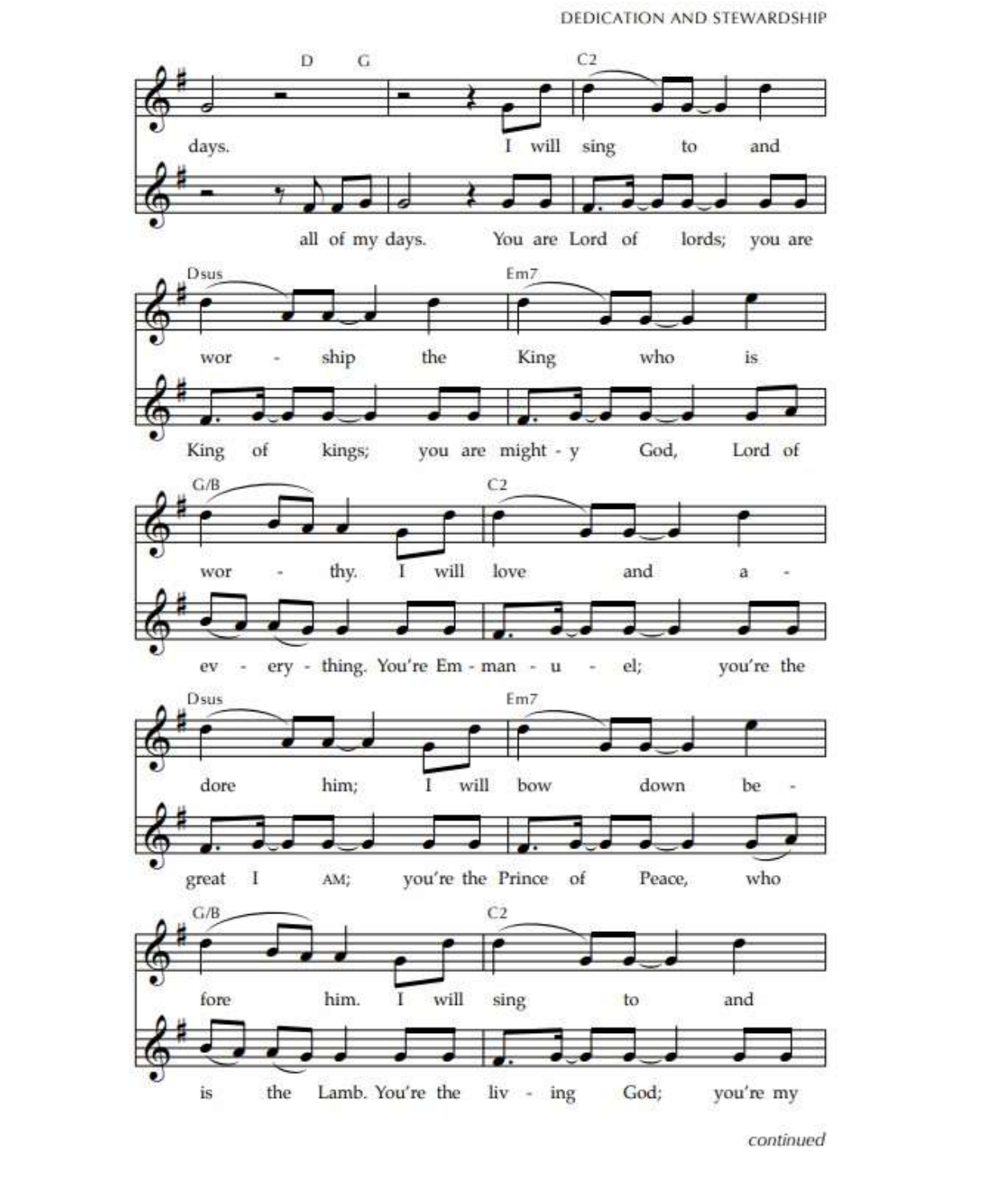D G C2

days. I will sing to and

all of my days. You are Lord of lords; you are

Dsus Em7

wor - ship the King who is

King of kings; you are might - y God, Lord of

G/B C2

wor - thy. I will love and a -

ev - ery - thing. You're Em - man - u - el; you're the

Dsus Em7

dore him; I will bow down be -

great I AM; you're the Prince of Peace, who

G/B C2

fore him. I will sing to and

is the Lamb. You're the liv - ing God; you're my

*continued*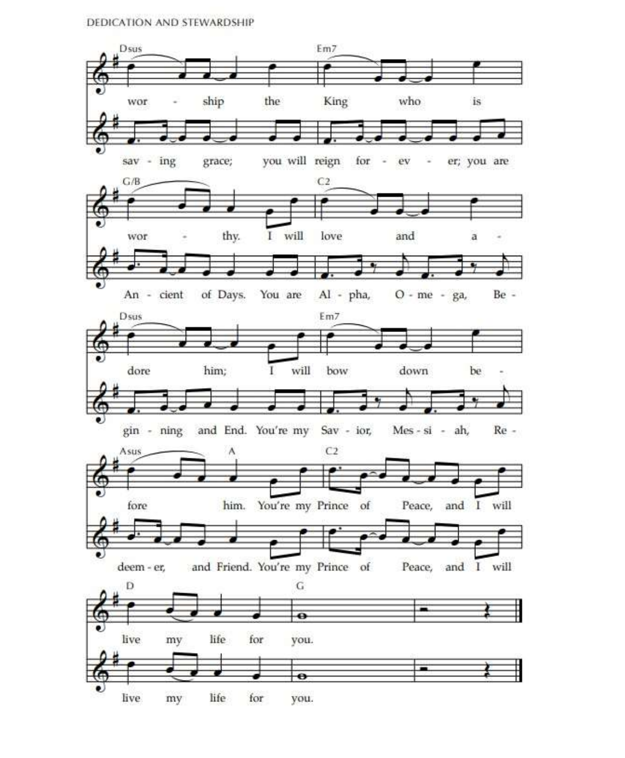Dsus Em7

wor - ship the King who is

sav - ing grace; you will reign for - ev - er; you are

G/B C2

wor - thy. I will love and a -

An - cient of Days. You are Al - pha, O - me - ga, Be -

Dsus Em7

dore him; I will bow down be -

gin - ning and End. You're my Sav - ior, Mes - si - ah, Re -

Asus A C2

fore him. You're my Prince of Peace, and I will

deem - er, and Friend. You're my Prince of Peace, and I will

D G

live my life for you.

live my life for you.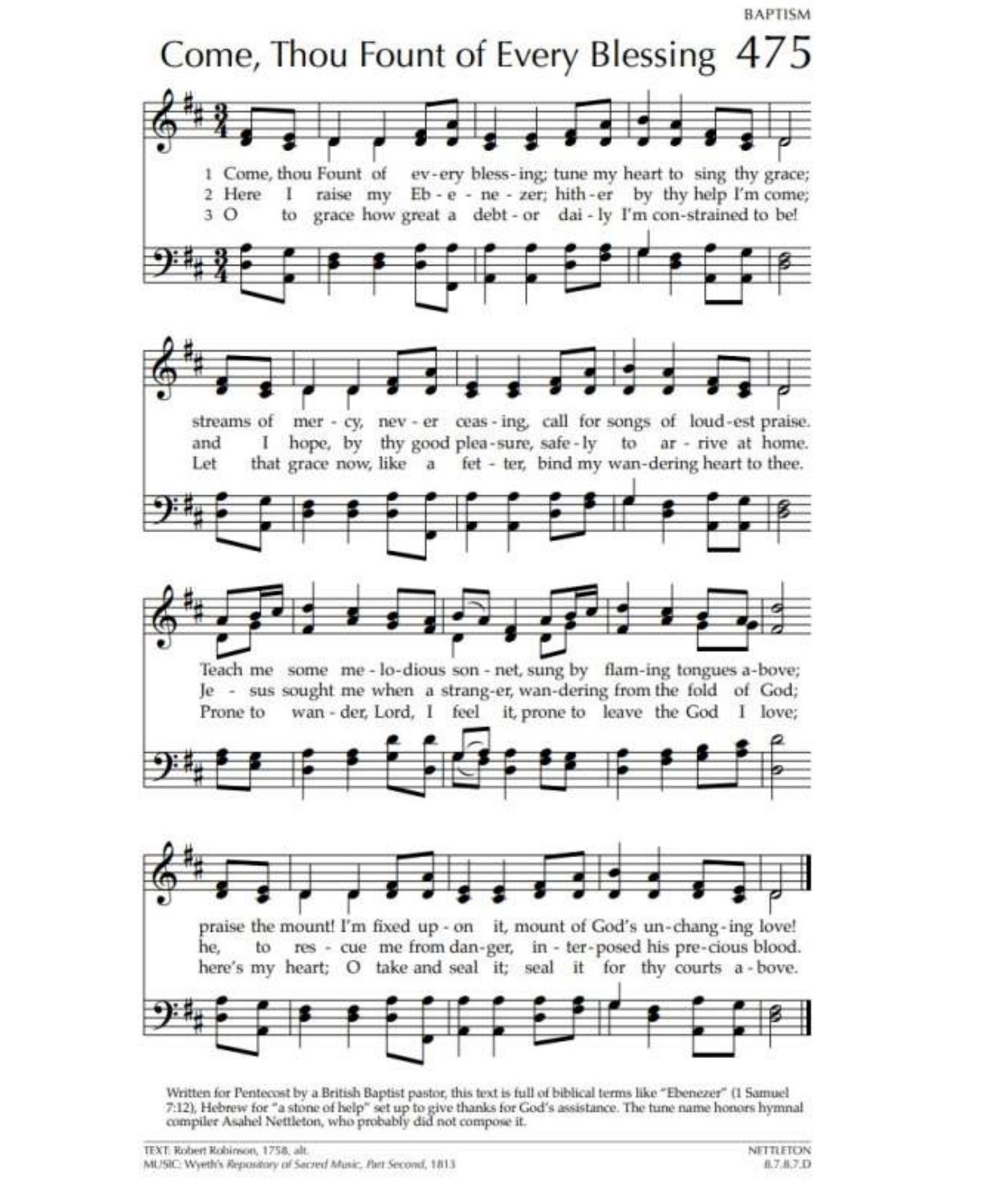# Come, Thou Fount of Every Blessing 475

1 Come, thou Fount of every blessing; tune my heart to sing thy grace;
streams of mercy, never ceasing, call for songs of loudest praise.
Teach me some melodious sonnet, sung by flaming tongues above;
praise the mount! I'm fixed upon it, mount of God's unchanging love!

2 Here I raise my Ebenezer; hither by thy help I'm come;
and I hope, by thy good pleasure, safely to arrive at home.
Jesus sought me when a stranger, wandering from the fold of God;
he, to rescue me from danger, interposed his precious blood.

3 O to grace how great a debtor daily I'm constrained to be!
Let that grace now, like a fetter, bind my wandering heart to thee.
Prone to wander, Lord, I feel it, prone to leave the God I love;
here's my heart; O take and seal it; seal it for thy courts above.

Written for Pentecost by a British Baptist pastor, this text is full of biblical terms like "Ebenezer" (1 Samuel 7:12), Hebrew for "a stone of help" set up to give thanks for God's assistance. The tune name honors hymnal compiler Asahel Nettleton, who probably did not compose it.

TEXT: Robert Robinson, 1758, alt.
MUSIC: Wyeth's *Repository of Sacred Music, Part Second*, 1813

NETTLETON
8.7.8.7.D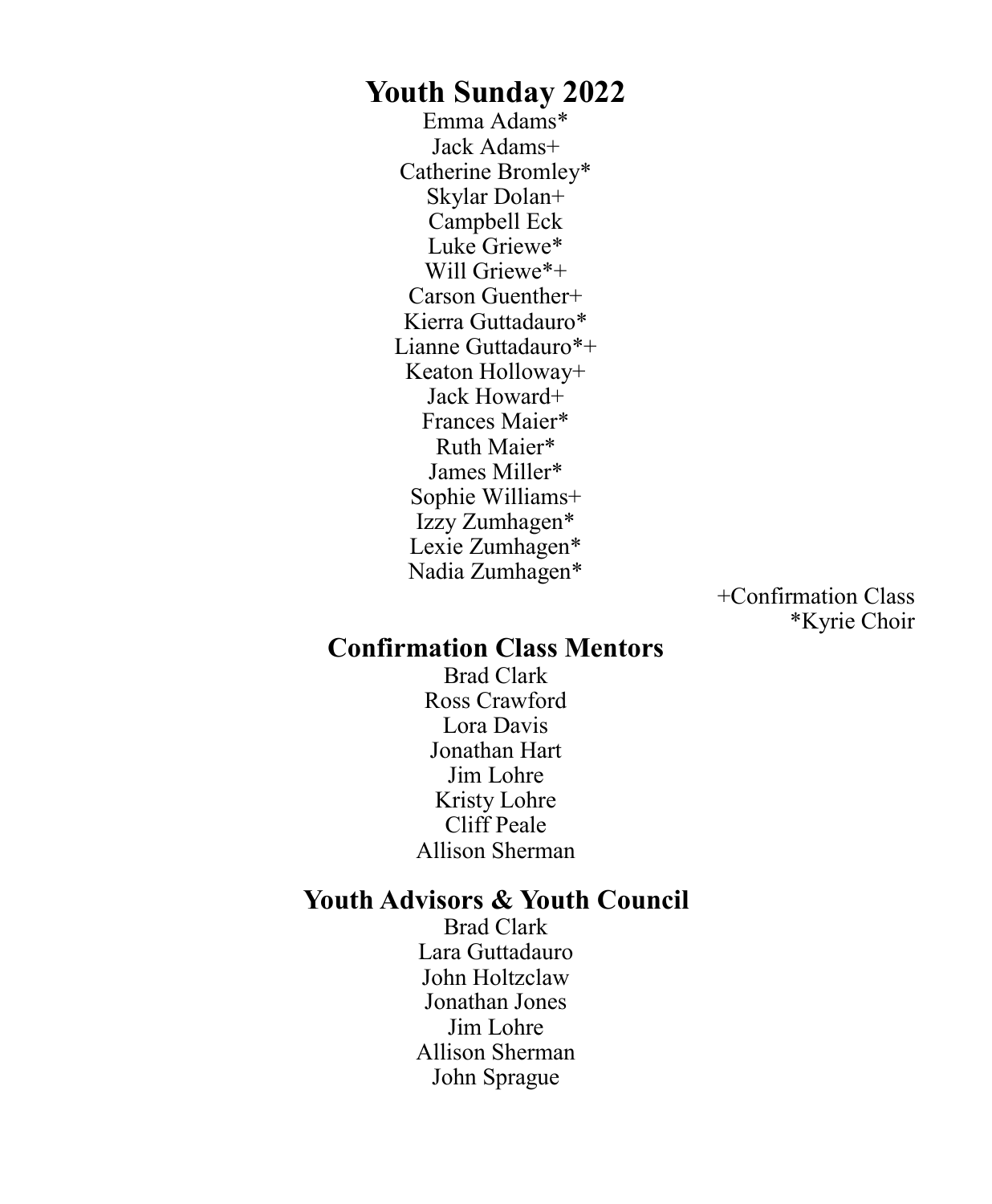# Youth Sunday 2022

Emma Adams*
Jack Adams+
Catherine Bromley*
Skylar Dolan+
Campbell Eck
Luke Griewe*
Will Griewe*+
Carson Guenther+
Kierra Guttadauro*
Lianne Guttadauro*+
Keaton Holloway+
Jack Howard+
Frances Maier*
Ruth Maier*
James Miller*
Sophie Williams+
Izzy Zumhagen*
Lexie Zumhagen*
Nadia Zumhagen*

+Confirmation Class
*Kyrie Choir

## Confirmation Class Mentors

Brad Clark
Ross Crawford
Lora Davis
Jonathan Hart
Jim Lohre
Kristy Lohre
Cliff Peale
Allison Sherman

## Youth Advisors & Youth Council

Brad Clark
Lara Guttadauro
John Holtzclaw
Jonathan Jones
Jim Lohre
Allison Sherman
John Sprague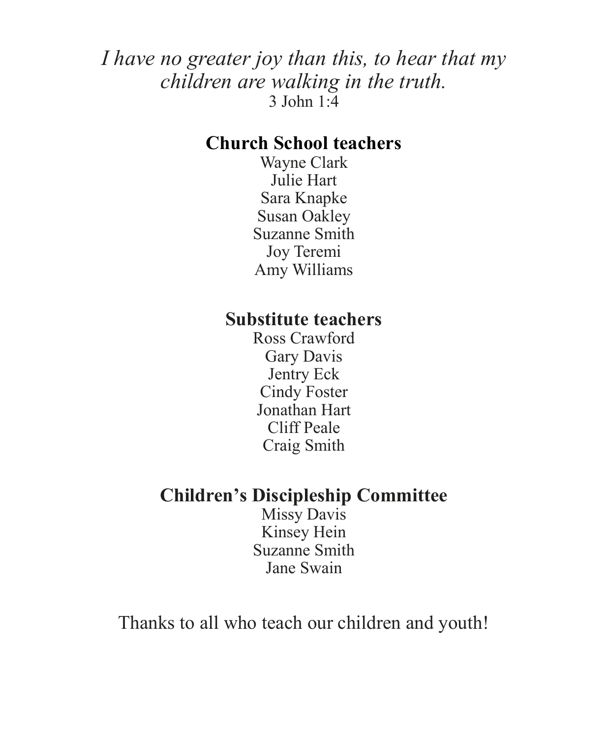*I have no greater joy than this, to hear that my children are walking in the truth.*
3 John 1:4

## Church School teachers

Wayne Clark
Julie Hart
Sara Knapke
Susan Oakley
Suzanne Smith
Joy Teremi
Amy Williams

## Substitute teachers

Ross Crawford
Gary Davis
Jentry Eck
Cindy Foster
Jonathan Hart
Cliff Peale
Craig Smith

## Children's Discipleship Committee

Missy Davis
Kinsey Hein
Suzanne Smith
Jane Swain

Thanks to all who teach our children and youth!